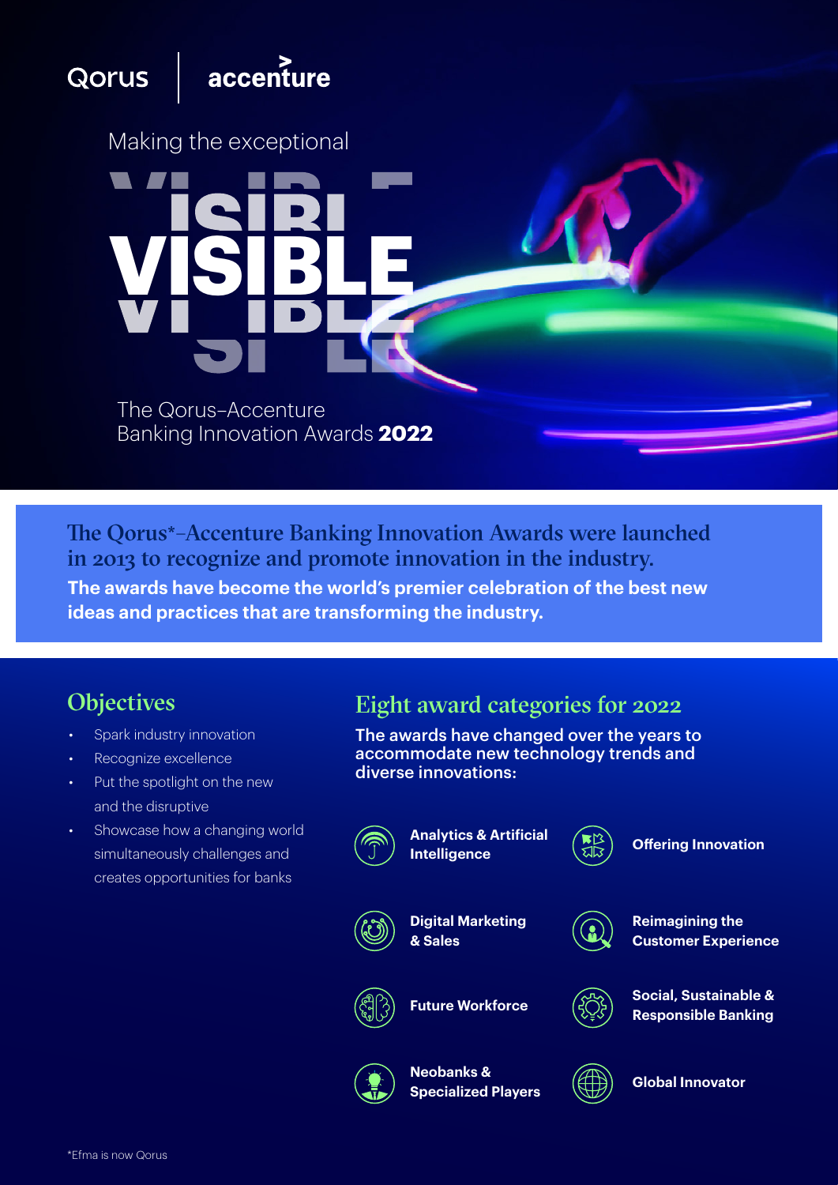Qorus | accenture

Making the exceptional

# VISIBLE

The Qorus–Accenture Banking Innovation Awards **2022**

**The Qorus*–Accenture Banking Innovation Awards were launched in 2013 to recognize and promote innovation in the industry.**

**The awards have become the world's premier celebration of the best new ideas and practices that are transforming the industry.**

## Objectives

- Spark industry innovation
- Recognize excellence
- Put the spotlight on the new and the disruptive
- Showcase how a changing world simultaneously challenges and creates opportunities for banks

## Eight award categories for 2022

**The awards have changed over the years to accommodate new technology trends and diverse innovations:**

- **Analytics & Artificial Intelligence**
- **Offering Innovation**
- **Digital Marketing & Sales**
- **Reimagining the Customer Experience**
- **Future Workforce**
- **Social, Sustainable & Responsible Banking**
- **Neobanks & Specialized Players**
- **Global Innovator**

*Efma is now Qorus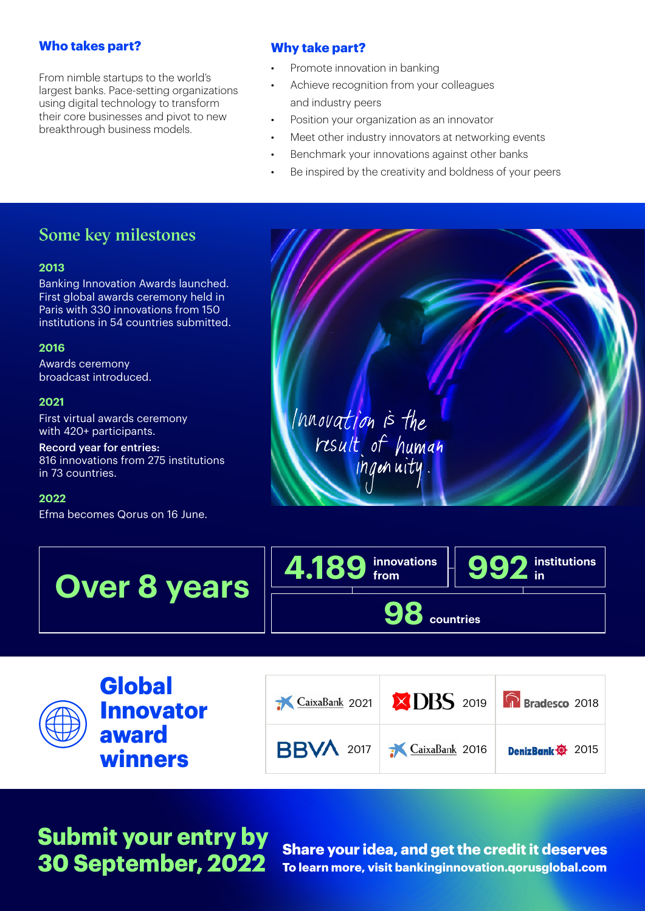### Who takes part?

From nimble startups to the world's largest banks. Pace-setting organizations using digital technology to transform their core businesses and pivot to new breakthrough business models.

### Why take part?

- Promote innovation in banking
- Achieve recognition from your colleagues and industry peers
- Position your organization as an innovator
- Meet other industry innovators at networking events
- Benchmark your innovations against other banks
- Be inspired by the creativity and boldness of your peers

## Some key milestones

**2013**

Banking Innovation Awards launched. First global awards ceremony held in Paris with 330 innovations from 150 institutions in 54 countries submitted.

**2016**

Awards ceremony broadcast introduced.

**2021**

First virtual awards ceremony with 420+ participants.

**Record year for entries:**
816 innovations from 275 institutions in 73 countries.

**2022**

Efma becomes Qorus on 16 June.

*Innovation is the result of human ingenuity.*

**Over 8 years**

**4.189** innovations from **992** institutions in **98** countries

## Global Innovator award winners

| | | |
|---|---|---|
| CaixaBank 2021 | DBS 2019 | Bradesco 2018 |
| BBVA 2017 | CaixaBank 2016 | DenizBank 2015 |

**Submit your entry by 30 September, 2022**

**Share your idea, and get the credit it deserves**

**To learn more, visit bankinginnovation.qorusglobal.com**